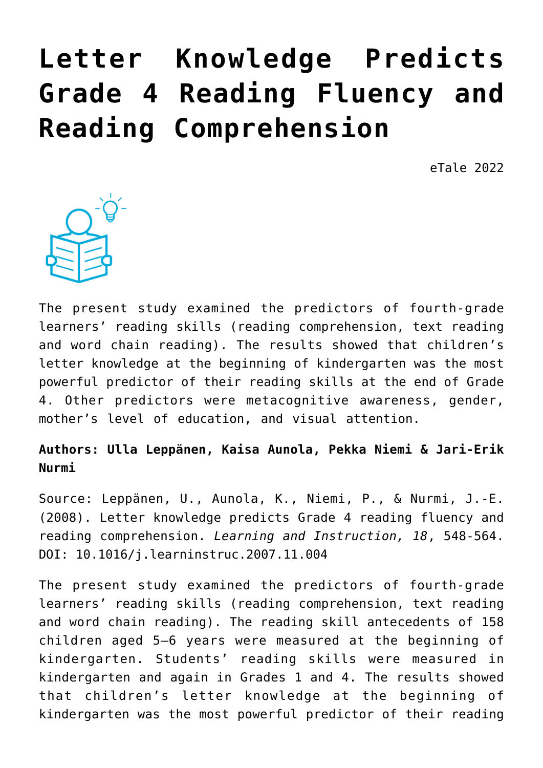# Letter Knowledge Predicts Grade 4 Reading Fluency and Reading Comprehension

eTale 2022

The present study examined the predictors of fourth-grade learners' reading skills (reading comprehension, text reading and word chain reading). The results showed that children's letter knowledge at the beginning of kindergarten was the most powerful predictor of their reading skills at the end of Grade 4. Other predictors were metacognitive awareness, gender, mother's level of education, and visual attention.

**Authors: Ulla Leppänen, Kaisa Aunola, Pekka Niemi & Jari-Erik Nurmi**

Source: Leppänen, U., Aunola, K., Niemi, P., & Nurmi, J.-E. (2008). Letter knowledge predicts Grade 4 reading fluency and reading comprehension. *Learning and Instruction, 18*, 548-564. DOI: 10.1016/j.learninstruc.2007.11.004

The present study examined the predictors of fourth-grade learners' reading skills (reading comprehension, text reading and word chain reading). The reading skill antecedents of 158 children aged 5–6 years were measured at the beginning of kindergarten. Students' reading skills were measured in kindergarten and again in Grades 1 and 4. The results showed that children's letter knowledge at the beginning of kindergarten was the most powerful predictor of their reading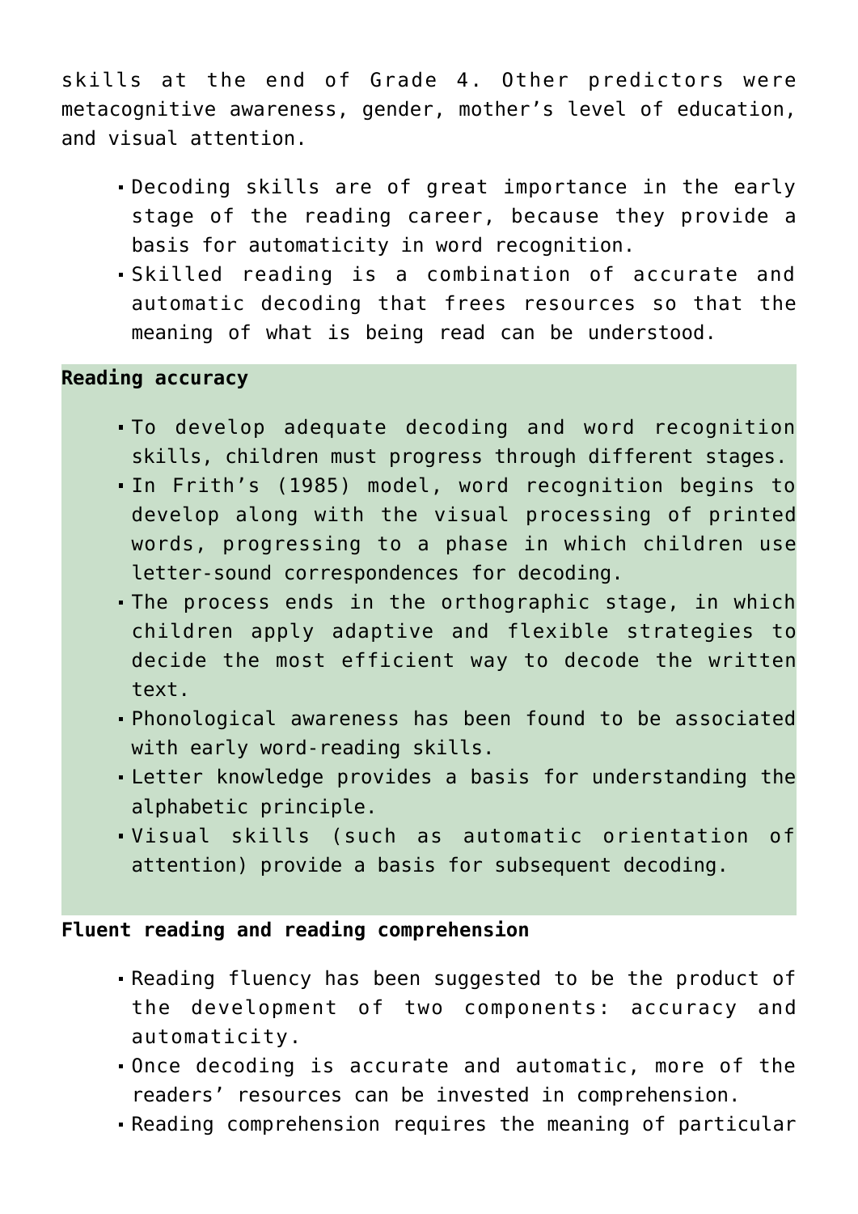skills at the end of Grade 4. Other predictors were metacognitive awareness, gender, mother's level of education, and visual attention.

- Decoding skills are of great importance in the early stage of the reading career, because they provide a basis for automaticity in word recognition.
- Skilled reading is a combination of accurate and automatic decoding that frees resources so that the meaning of what is being read can be understood.

**Reading accuracy**

- To develop adequate decoding and word recognition skills, children must progress through different stages.
- In Frith's (1985) model, word recognition begins to develop along with the visual processing of printed words, progressing to a phase in which children use letter-sound correspondences for decoding.
- The process ends in the orthographic stage, in which children apply adaptive and flexible strategies to decide the most efficient way to decode the written text.
- Phonological awareness has been found to be associated with early word-reading skills.
- Letter knowledge provides a basis for understanding the alphabetic principle.
- Visual skills (such as automatic orientation of attention) provide a basis for subsequent decoding.

**Fluent reading and reading comprehension**

- Reading fluency has been suggested to be the product of the development of two components: accuracy and automaticity.
- Once decoding is accurate and automatic, more of the readers' resources can be invested in comprehension.
- Reading comprehension requires the meaning of particular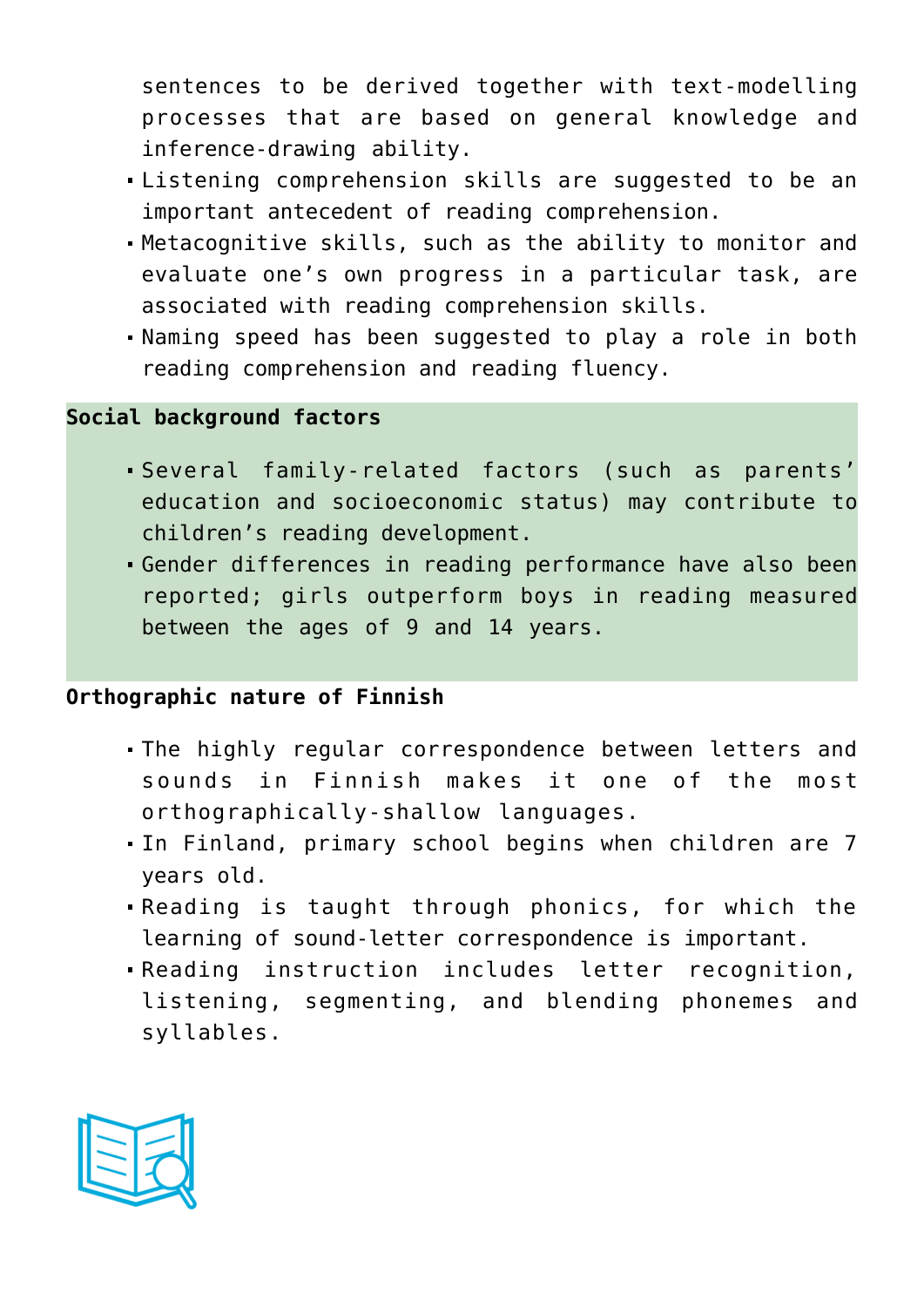sentences to be derived together with text-modelling processes that are based on general knowledge and inference-drawing ability.

- Listening comprehension skills are suggested to be an important antecedent of reading comprehension.
- Metacognitive skills, such as the ability to monitor and evaluate one's own progress in a particular task, are associated with reading comprehension skills.
- Naming speed has been suggested to play a role in both reading comprehension and reading fluency.

**Social background factors**

- Several family-related factors (such as parents' education and socioeconomic status) may contribute to children's reading development.
- Gender differences in reading performance have also been reported; girls outperform boys in reading measured between the ages of 9 and 14 years.

**Orthographic nature of Finnish**

- The highly regular correspondence between letters and sounds in Finnish makes it one of the most orthographically-shallow languages.
- In Finland, primary school begins when children are 7 years old.
- Reading is taught through phonics, for which the learning of sound-letter correspondence is important.
- Reading instruction includes letter recognition, listening, segmenting, and blending phonemes and syllables.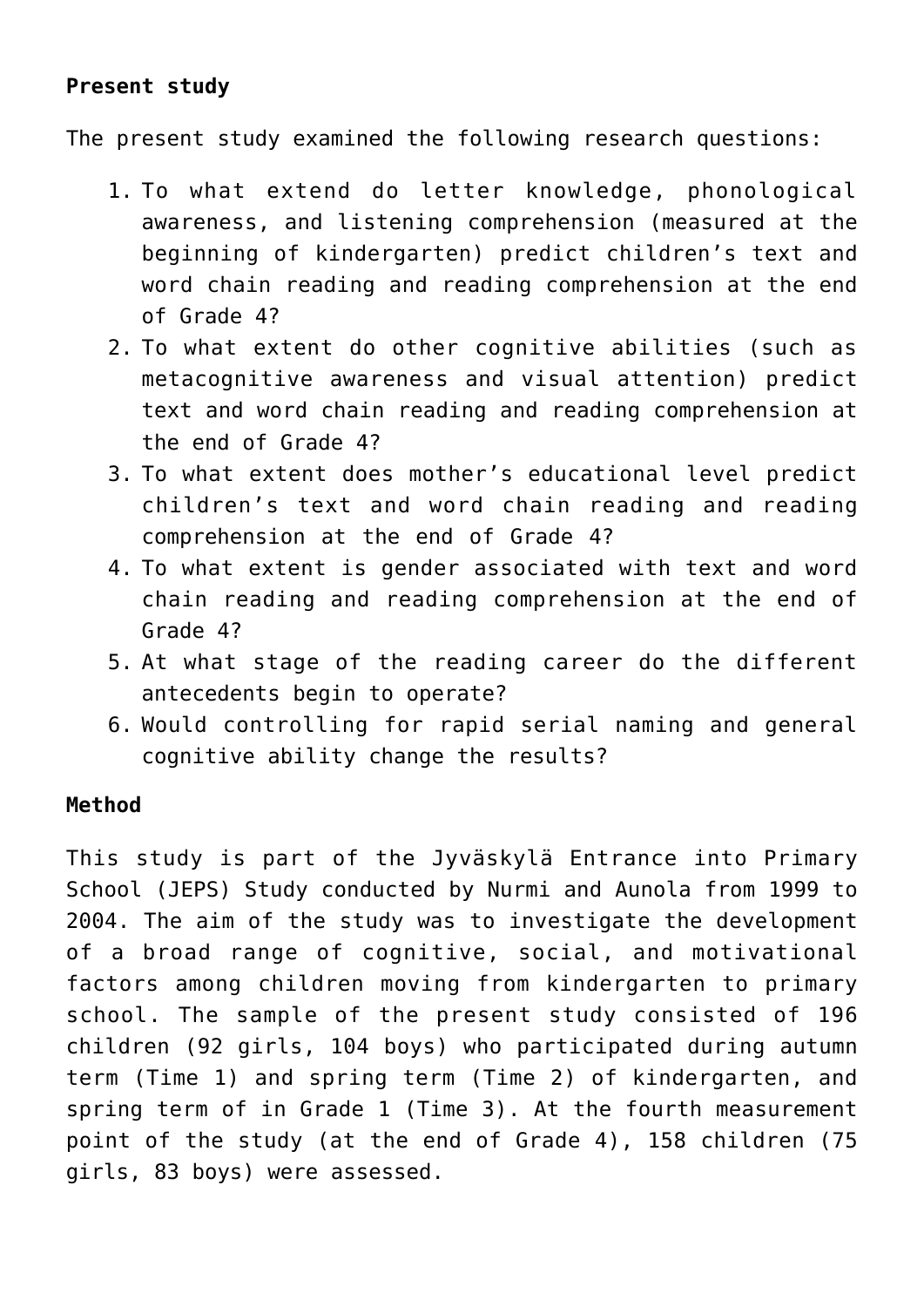**Present study**

The present study examined the following research questions:

1. To what extend do letter knowledge, phonological awareness, and listening comprehension (measured at the beginning of kindergarten) predict children's text and word chain reading and reading comprehension at the end of Grade 4?
2. To what extent do other cognitive abilities (such as metacognitive awareness and visual attention) predict text and word chain reading and reading comprehension at the end of Grade 4?
3. To what extent does mother's educational level predict children's text and word chain reading and reading comprehension at the end of Grade 4?
4. To what extent is gender associated with text and word chain reading and reading comprehension at the end of Grade 4?
5. At what stage of the reading career do the different antecedents begin to operate?
6. Would controlling for rapid serial naming and general cognitive ability change the results?

**Method**

This study is part of the Jyväskylä Entrance into Primary School (JEPS) Study conducted by Nurmi and Aunola from 1999 to 2004. The aim of the study was to investigate the development of a broad range of cognitive, social, and motivational factors among children moving from kindergarten to primary school. The sample of the present study consisted of 196 children (92 girls, 104 boys) who participated during autumn term (Time 1) and spring term (Time 2) of kindergarten, and spring term of in Grade 1 (Time 3). At the fourth measurement point of the study (at the end of Grade 4), 158 children (75 girls, 83 boys) were assessed.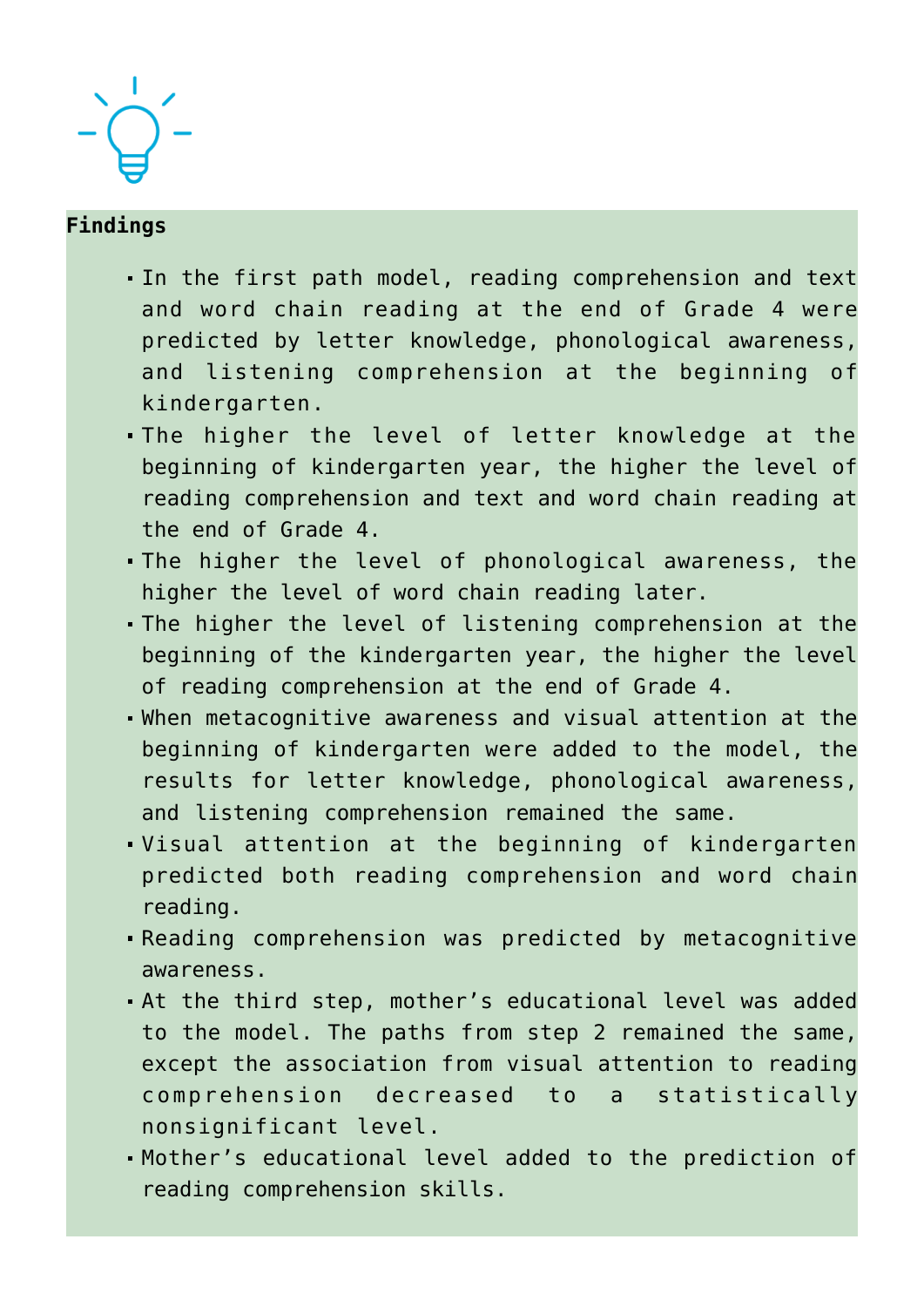**Findings**

- In the first path model, reading comprehension and text and word chain reading at the end of Grade 4 were predicted by letter knowledge, phonological awareness, and listening comprehension at the beginning of kindergarten.
- The higher the level of letter knowledge at the beginning of kindergarten year, the higher the level of reading comprehension and text and word chain reading at the end of Grade 4.
- The higher the level of phonological awareness, the higher the level of word chain reading later.
- The higher the level of listening comprehension at the beginning of the kindergarten year, the higher the level of reading comprehension at the end of Grade 4.
- When metacognitive awareness and visual attention at the beginning of kindergarten were added to the model, the results for letter knowledge, phonological awareness, and listening comprehension remained the same.
- Visual attention at the beginning of kindergarten predicted both reading comprehension and word chain reading.
- Reading comprehension was predicted by metacognitive awareness.
- At the third step, mother's educational level was added to the model. The paths from step 2 remained the same, except the association from visual attention to reading comprehension decreased to a statistically nonsignificant level.
- Mother's educational level added to the prediction of reading comprehension skills.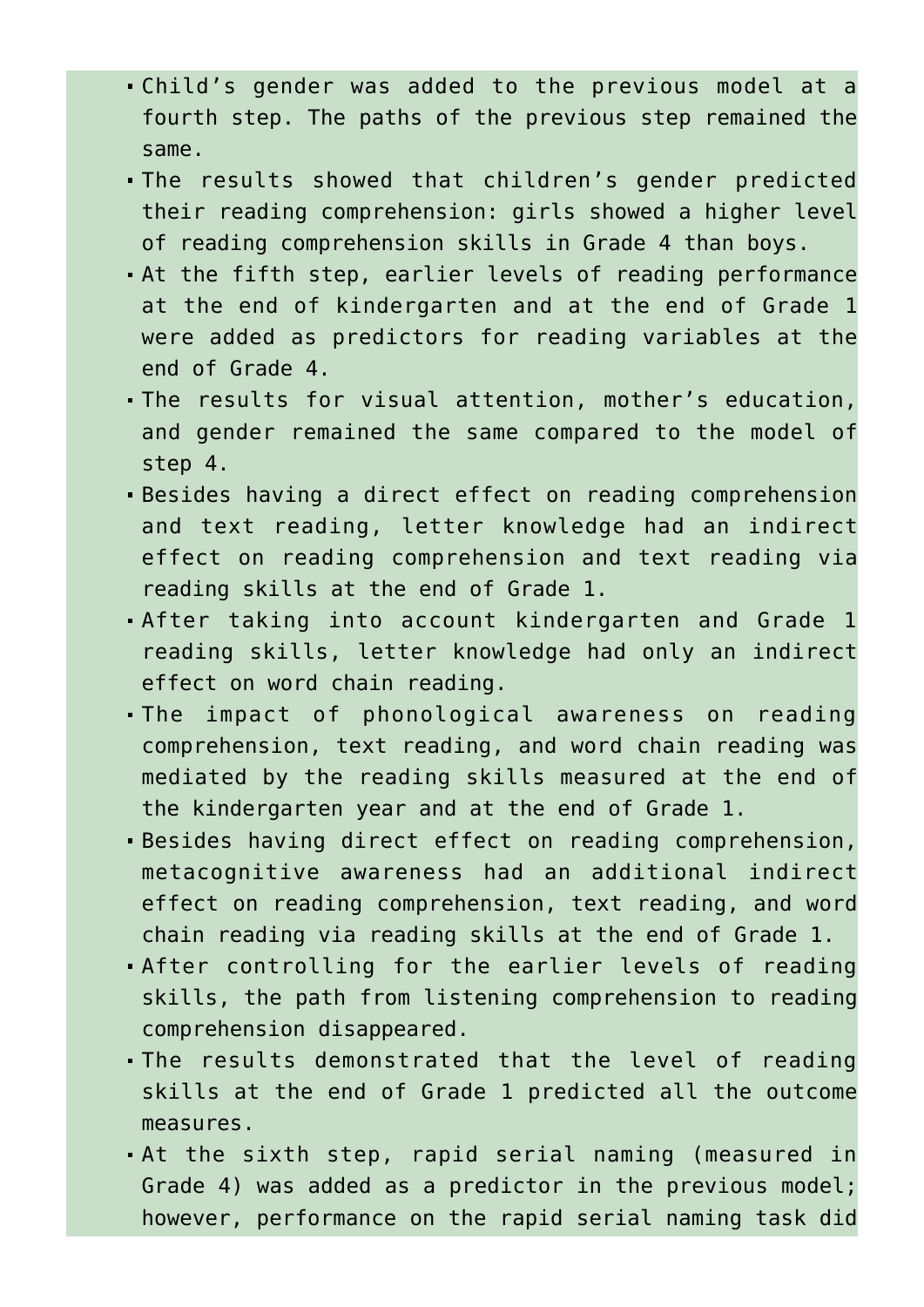- Child's gender was added to the previous model at a fourth step. The paths of the previous step remained the same.
- The results showed that children's gender predicted their reading comprehension: girls showed a higher level of reading comprehension skills in Grade 4 than boys.
- At the fifth step, earlier levels of reading performance at the end of kindergarten and at the end of Grade 1 were added as predictors for reading variables at the end of Grade 4.
- The results for visual attention, mother's education, and gender remained the same compared to the model of step 4.
- Besides having a direct effect on reading comprehension and text reading, letter knowledge had an indirect effect on reading comprehension and text reading via reading skills at the end of Grade 1.
- After taking into account kindergarten and Grade 1 reading skills, letter knowledge had only an indirect effect on word chain reading.
- The impact of phonological awareness on reading comprehension, text reading, and word chain reading was mediated by the reading skills measured at the end of the kindergarten year and at the end of Grade 1.
- Besides having direct effect on reading comprehension, metacognitive awareness had an additional indirect effect on reading comprehension, text reading, and word chain reading via reading skills at the end of Grade 1.
- After controlling for the earlier levels of reading skills, the path from listening comprehension to reading comprehension disappeared.
- The results demonstrated that the level of reading skills at the end of Grade 1 predicted all the outcome measures.
- At the sixth step, rapid serial naming (measured in Grade 4) was added as a predictor in the previous model; however, performance on the rapid serial naming task did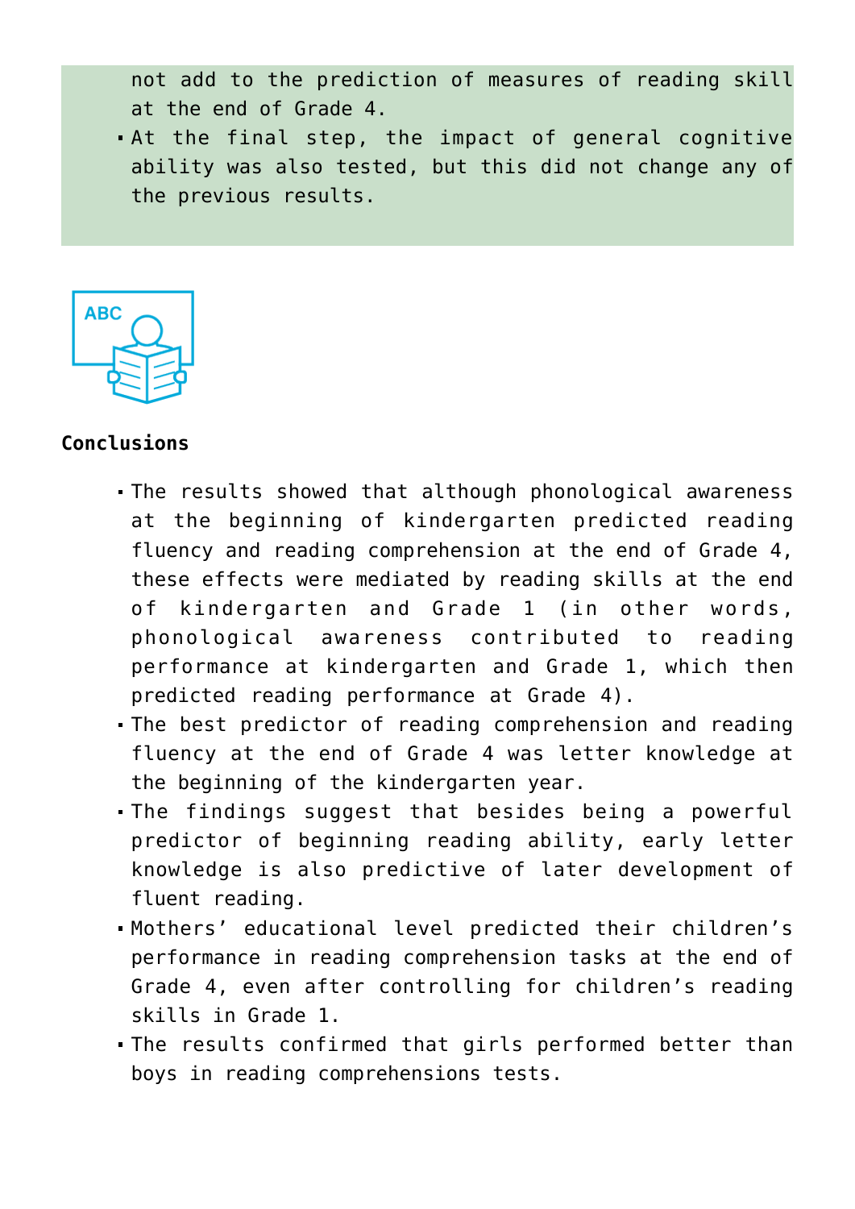not add to the prediction of measures of reading skill at the end of Grade 4.

- At the final step, the impact of general cognitive ability was also tested, but this did not change any of the previous results.

**Conclusions**

- The results showed that although phonological awareness at the beginning of kindergarten predicted reading fluency and reading comprehension at the end of Grade 4, these effects were mediated by reading skills at the end of kindergarten and Grade 1 (in other words, phonological awareness contributed to reading performance at kindergarten and Grade 1, which then predicted reading performance at Grade 4).
- The best predictor of reading comprehension and reading fluency at the end of Grade 4 was letter knowledge at the beginning of the kindergarten year.
- The findings suggest that besides being a powerful predictor of beginning reading ability, early letter knowledge is also predictive of later development of fluent reading.
- Mothers' educational level predicted their children's performance in reading comprehension tasks at the end of Grade 4, even after controlling for children's reading skills in Grade 1.
- The results confirmed that girls performed better than boys in reading comprehensions tests.